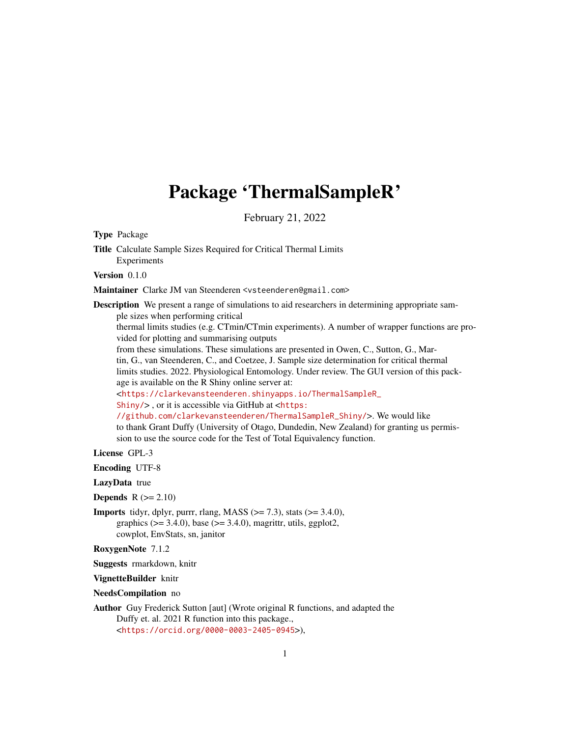# Package 'ThermalSampleR'

February 21, 2022

**Type** Package

**Title** Calculate Sample Sizes Required for Critical Thermal Limits Experiments

**Version** 0.1.0

**Maintainer** Clarke JM van Steenderen <vsteenderen@gmail.com>

**Description** We present a range of simulations to aid researchers in determining appropriate sample sizes when performing critical thermal limits studies (e.g. CTmin/CTmin experiments). A number of wrapper functions are provided for plotting and summarising outputs from these simulations. These simulations are presented in Owen, C., Sutton, G., Martin, G., van Steenderen, C., and Coetzee, J. Sample size determination for critical thermal limits studies. 2022. Physiological Entomology. Under review. The GUI version of this package is available on the R Shiny online server at: <https://clarkevansteenderen.shinyapps.io/ThermalSampleR_Shiny/> , or it is accessible via GitHub at <https://github.com/clarkevansteenderen/ThermalSampleR_Shiny/>. We would like to thank Grant Duffy (University of Otago, Dundedin, New Zealand) for granting us permission to use the source code for the Test of Total Equivalency function.

**License** GPL-3

**Encoding** UTF-8

**LazyData** true

**Depends** R (>= 2.10)

**Imports** tidyr, dplyr, purrr, rlang, MASS (>= 7.3), stats (>= 3.4.0), graphics (>= 3.4.0), base (>= 3.4.0), magrittr, utils, ggplot2, cowplot, EnvStats, sn, janitor

**RoxygenNote** 7.1.2

**Suggests** rmarkdown, knitr

**VignetteBuilder** knitr

**NeedsCompilation** no

**Author** Guy Frederick Sutton [aut] (Wrote original R functions, and adapted the Duffy et. al. 2021 R function into this package., <https://orcid.org/0000-0003-2405-0945>),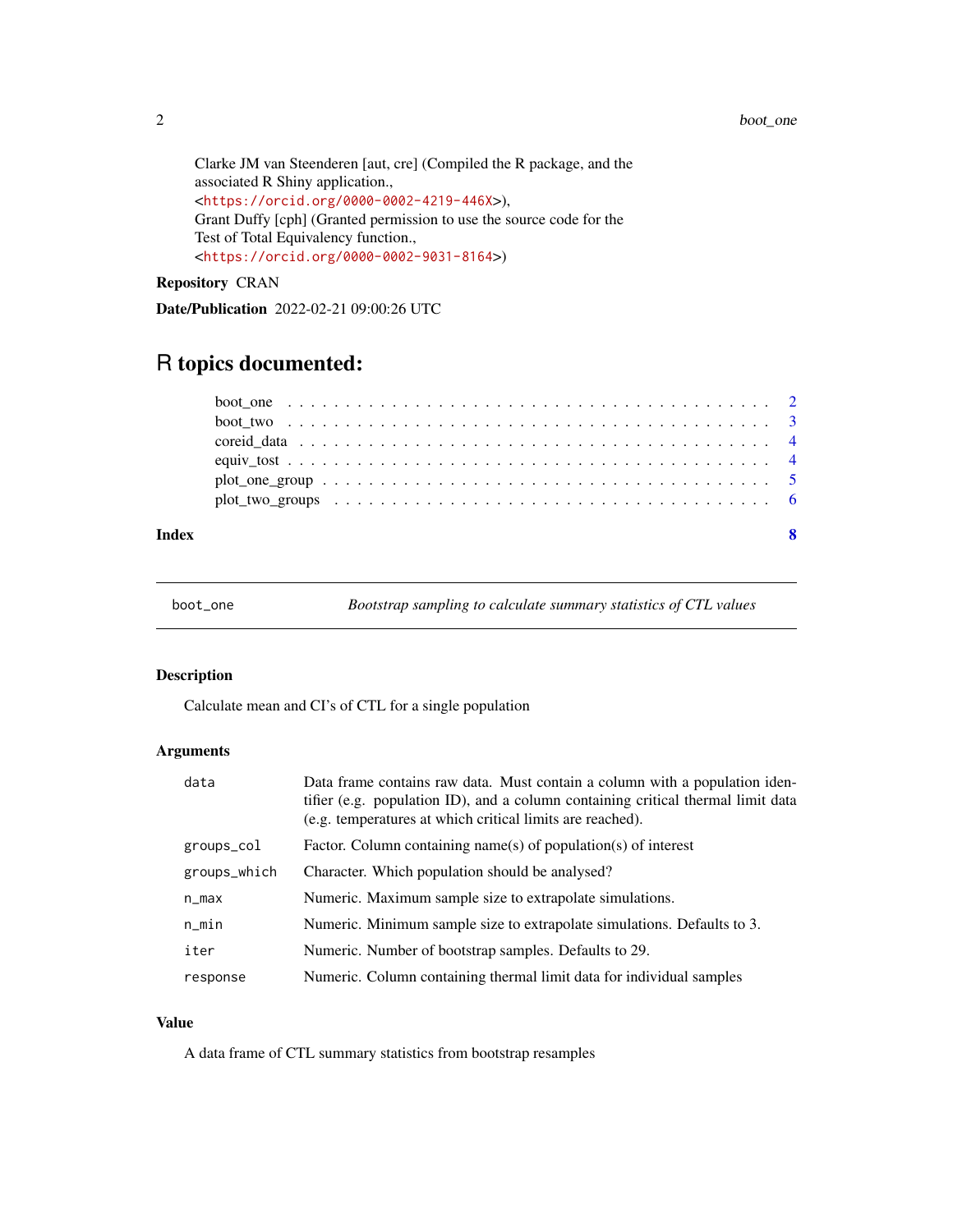Clarke JM van Steenderen [aut, cre] (Compiled the R package, and the associated R Shiny application., <https://orcid.org/0000-0002-4219-446X>),
Grant Duffy [cph] (Granted permission to use the source code for the Test of Total Equivalency function., <https://orcid.org/0000-0002-9031-8164>)

**Repository** CRAN

**Date/Publication** 2022-02-21 09:00:26 UTC

# R topics documented:

- boot_one . . . . . . . . . . . . . . . . . . . . . . . . . . . . . . . . . . . . . . 2
- boot_two . . . . . . . . . . . . . . . . . . . . . . . . . . . . . . . . . . . . . . 3
- coreid_data . . . . . . . . . . . . . . . . . . . . . . . . . . . . . . . . . . . . . 4
- equiv_tost . . . . . . . . . . . . . . . . . . . . . . . . . . . . . . . . . . . . . . 4
- plot_one_group . . . . . . . . . . . . . . . . . . . . . . . . . . . . . . . . . . . . 5
- plot_two_groups . . . . . . . . . . . . . . . . . . . . . . . . . . . . . . . . . . . 6

**Index** **8**

---

`boot_one` *Bootstrap sampling to calculate summary statistics of CTL values*

---

## Description

Calculate mean and CI's of CTL for a single population

## Arguments

| | |
|---|---|
| `data` | Data frame contains raw data. Must contain a column with a population identifier (e.g. population ID), and a column containing critical thermal limit data (e.g. temperatures at which critical limits are reached). |
| `groups_col` | Factor. Column containing name(s) of population(s) of interest |
| `groups_which` | Character. Which population should be analysed? |
| `n_max` | Numeric. Maximum sample size to extrapolate simulations. |
| `n_min` | Numeric. Minimum sample size to extrapolate simulations. Defaults to 3. |
| `iter` | Numeric. Number of bootstrap samples. Defaults to 29. |
| `response` | Numeric. Column containing thermal limit data for individual samples |

## Value

A data frame of CTL summary statistics from bootstrap resamples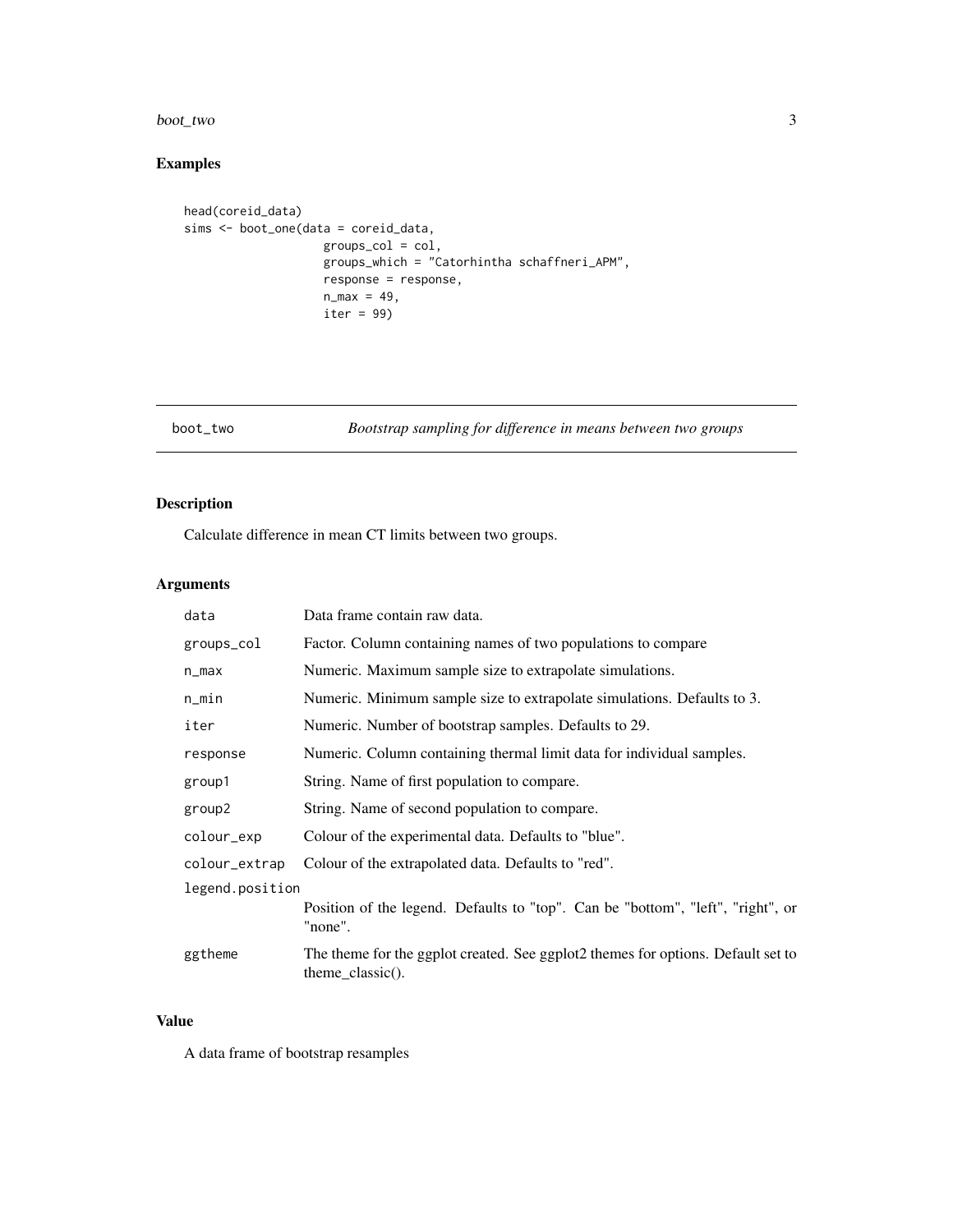## Examples

```
head(coreid_data)
sims <- boot_one(data = coreid_data,
                    groups_col = col,
                    groups_which = "Catorhintha schaffneri_APM",
                    response = response,
                    n_max = 49,
                    iter = 99)
```

---

# boot_two — *Bootstrap sampling for difference in means between two groups*

---

## Description

Calculate difference in mean CT limits between two groups.

## Arguments

| | |
|---|---|
| data | Data frame contain raw data. |
| groups_col | Factor. Column containing names of two populations to compare |
| n_max | Numeric. Maximum sample size to extrapolate simulations. |
| n_min | Numeric. Minimum sample size to extrapolate simulations. Defaults to 3. |
| iter | Numeric. Number of bootstrap samples. Defaults to 29. |
| response | Numeric. Column containing thermal limit data for individual samples. |
| group1 | String. Name of first population to compare. |
| group2 | String. Name of second population to compare. |
| colour_exp | Colour of the experimental data. Defaults to "blue". |
| colour_extrap | Colour of the extrapolated data. Defaults to "red". |
| legend.position | Position of the legend. Defaults to "top". Can be "bottom", "left", "right", or "none". |
| ggtheme | The theme for the ggplot created. See ggplot2 themes for options. Default set to theme_classic(). |

## Value

A data frame of bootstrap resamples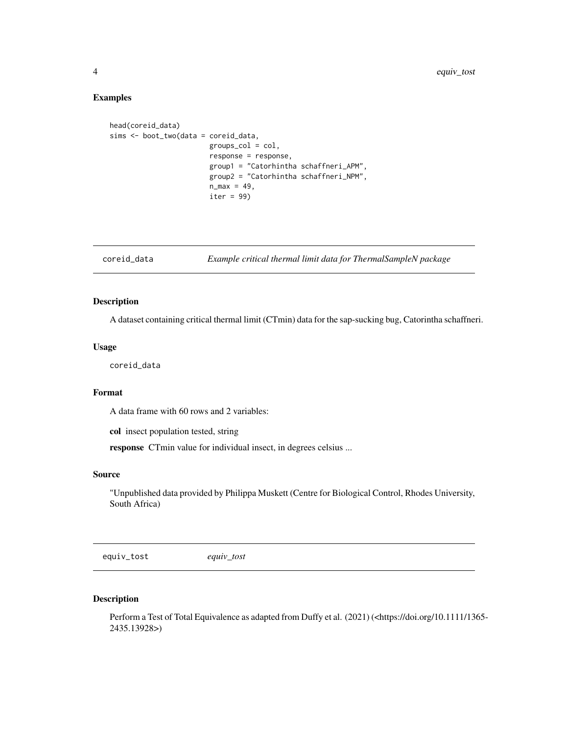## Examples

```
head(coreid_data)
sims <- boot_two(data = coreid_data,
                        groups_col = col,
                        response = response,
                        group1 = "Catorhintha schaffneri_APM",
                        group2 = "Catorhintha schaffneri_NPM",
                        n_max = 49,
                        iter = 99)
```

---

## coreid_data — *Example critical thermal limit data for ThermalSampleN package*

### Description

A dataset containing critical thermal limit (CTmin) data for the sap-sucking bug, Catorintha schaffneri.

### Usage

```
coreid_data
```

### Format

A data frame with 60 rows and 2 variables:

**col** insect population tested, string

**response** CTmin value for individual insect, in degrees celsius ...

### Source

"Unpublished data provided by Philippa Muskett (Centre for Biological Control, Rhodes University, South Africa)

---

## equiv_tost — *equiv_tost*

### Description

Perform a Test of Total Equivalence as adapted from Duffy et al. (2021) (<https://doi.org/10.1111/1365-2435.13928>)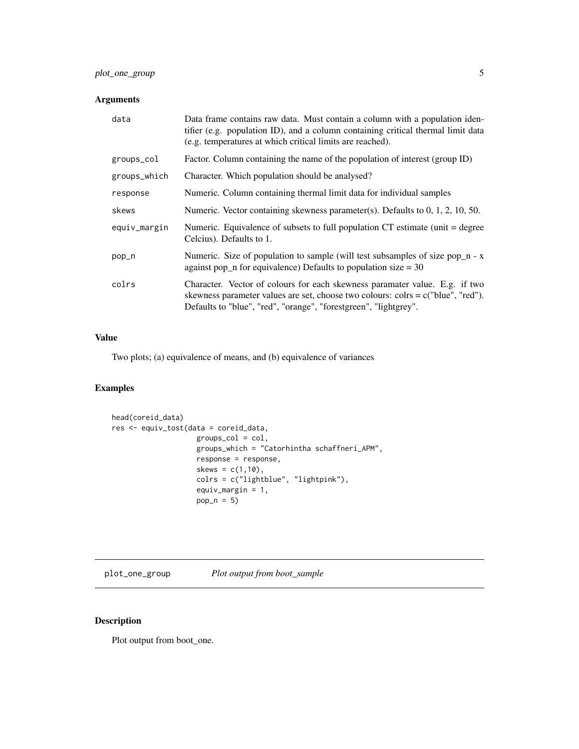## Arguments

| | |
|---|---|
| data | Data frame contains raw data. Must contain a column with a population identifier (e.g. population ID), and a column containing critical thermal limit data (e.g. temperatures at which critical limits are reached). |
| groups_col | Factor. Column containing the name of the population of interest (group ID) |
| groups_which | Character. Which population should be analysed? |
| response | Numeric. Column containing thermal limit data for individual samples |
| skews | Numeric. Vector containing skewness parameter(s). Defaults to 0, 1, 2, 10, 50. |
| equiv_margin | Numeric. Equivalence of subsets to full population CT estimate (unit = degree Celcius). Defaults to 1. |
| pop_n | Numeric. Size of population to sample (will test subsamples of size pop_n - x against pop_n for equivalence) Defaults to population size = 30 |
| colrs | Character. Vector of colours for each skewness paramater value. E.g. if two skewness parameter values are set, choose two colours: colrs = c("blue", "red"). Defaults to "blue", "red", "orange", "forestgreen", "lightgrey". |

## Value

Two plots; (a) equivalence of means, and (b) equivalence of variances

## Examples

```
head(coreid_data)
res <- equiv_tost(data = coreid_data,
                    groups_col = col,
                    groups_which = "Catorhintha schaffneri_APM",
                    response = response,
                    skews = c(1,10),
                    colrs = c("lightblue", "lightpink"),
                    equiv_margin = 1,
                    pop_n = 5)
```

---

plot_one_group    *Plot output from boot_sample*

---

## Description

Plot output from boot_one.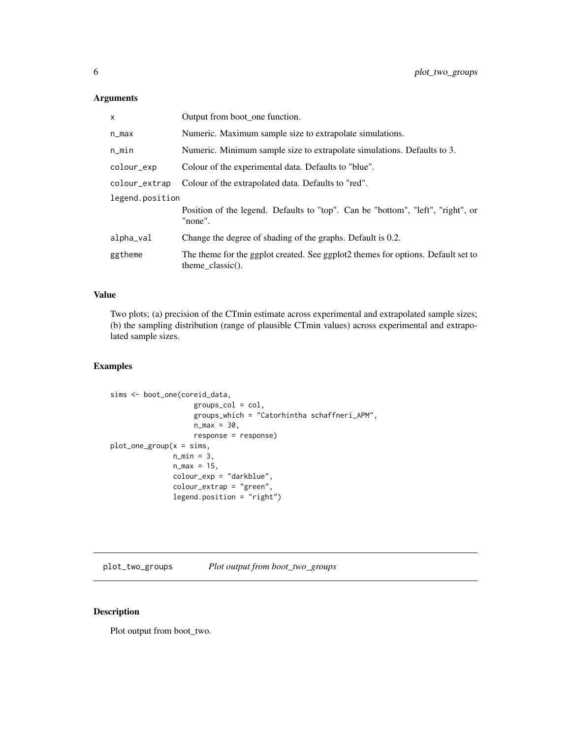## Arguments

| | |
|---|---|
| `x` | Output from boot_one function. |
| `n_max` | Numeric. Maximum sample size to extrapolate simulations. |
| `n_min` | Numeric. Minimum sample size to extrapolate simulations. Defaults to 3. |
| `colour_exp` | Colour of the experimental data. Defaults to "blue". |
| `colour_extrap` | Colour of the extrapolated data. Defaults to "red". |
| `legend.position` | Position of the legend. Defaults to "top". Can be "bottom", "left", "right", or "none". |
| `alpha_val` | Change the degree of shading of the graphs. Default is 0.2. |
| `ggtheme` | The theme for the ggplot created. See ggplot2 themes for options. Default set to theme_classic(). |

## Value

Two plots; (a) precision of the CTmin estimate across experimental and extrapolated sample sizes; (b) the sampling distribution (range of plausible CTmin values) across experimental and extrapolated sample sizes.

## Examples

```
sims <- boot_one(coreid_data,
                 groups_col = col,
                 groups_which = "Catorhintha schaffneri_APM",
                 n_max = 30,
                 response = response)
plot_one_group(x = sims,
               n_min = 3,
               n_max = 15,
               colour_exp = "darkblue",
               colour_extrap = "green",
               legend.position = "right")
```

---

# plot_two_groups — *Plot output from boot_two_groups*

## Description

Plot output from boot_two.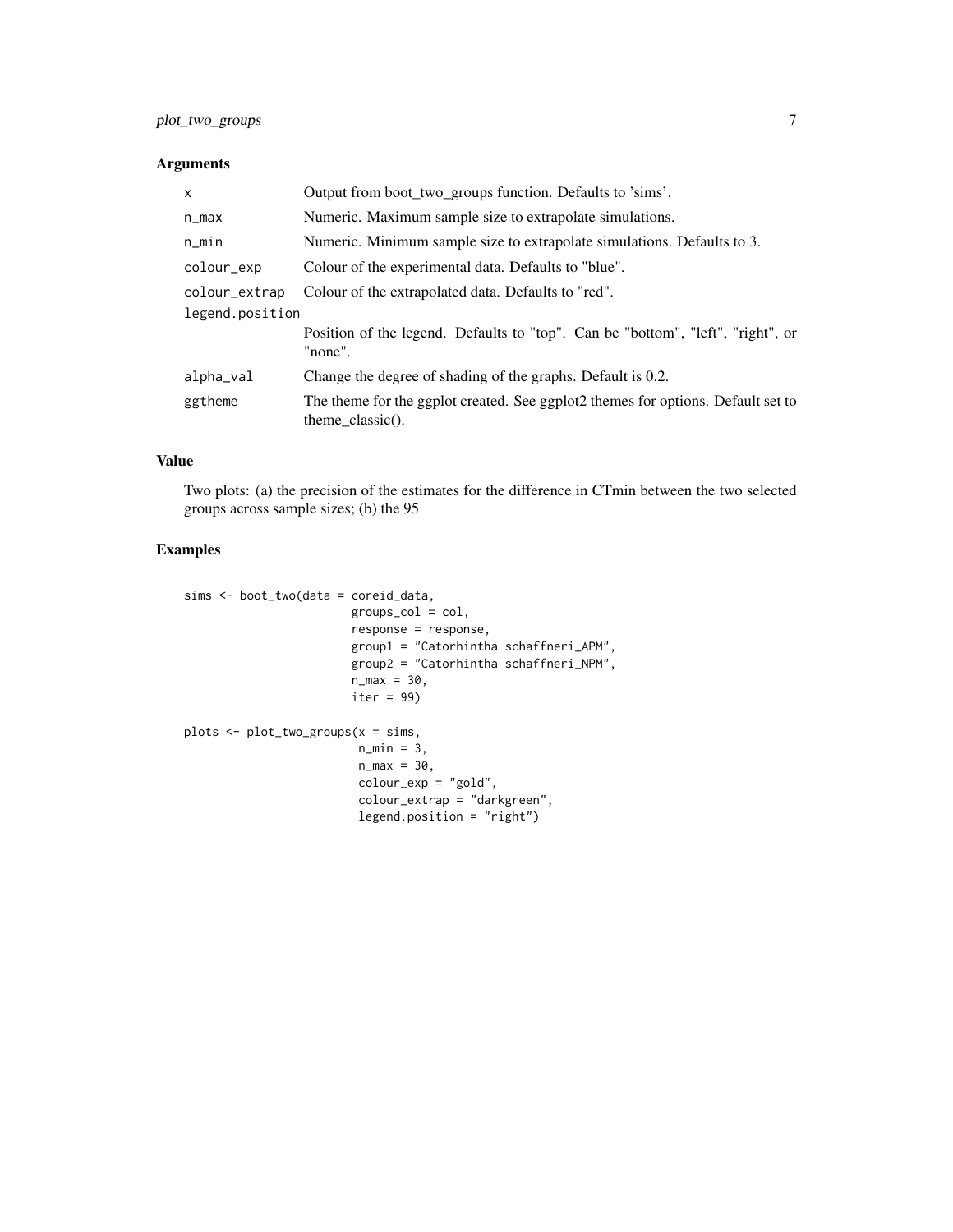### Arguments

| | |
|---|---|
| x | Output from boot_two_groups function. Defaults to 'sims'. |
| n_max | Numeric. Maximum sample size to extrapolate simulations. |
| n_min | Numeric. Minimum sample size to extrapolate simulations. Defaults to 3. |
| colour_exp | Colour of the experimental data. Defaults to "blue". |
| colour_extrap | Colour of the extrapolated data. Defaults to "red". |
| legend.position | Position of the legend. Defaults to "top". Can be "bottom", "left", "right", or "none". |
| alpha_val | Change the degree of shading of the graphs. Default is 0.2. |
| ggtheme | The theme for the ggplot created. See ggplot2 themes for options. Default set to theme_classic(). |

### Value

Two plots: (a) the precision of the estimates for the difference in CTmin between the two selected groups across sample sizes; (b) the 95

### Examples

```
sims <- boot_two(data = coreid_data,
                        groups_col = col,
                        response = response,
                        group1 = "Catorhintha schaffneri_APM",
                        group2 = "Catorhintha schaffneri_NPM",
                        n_max = 30,
                        iter = 99)

plots <- plot_two_groups(x = sims,
                         n_min = 3,
                         n_max = 30,
                         colour_exp = "gold",
                         colour_extrap = "darkgreen",
                         legend.position = "right")
```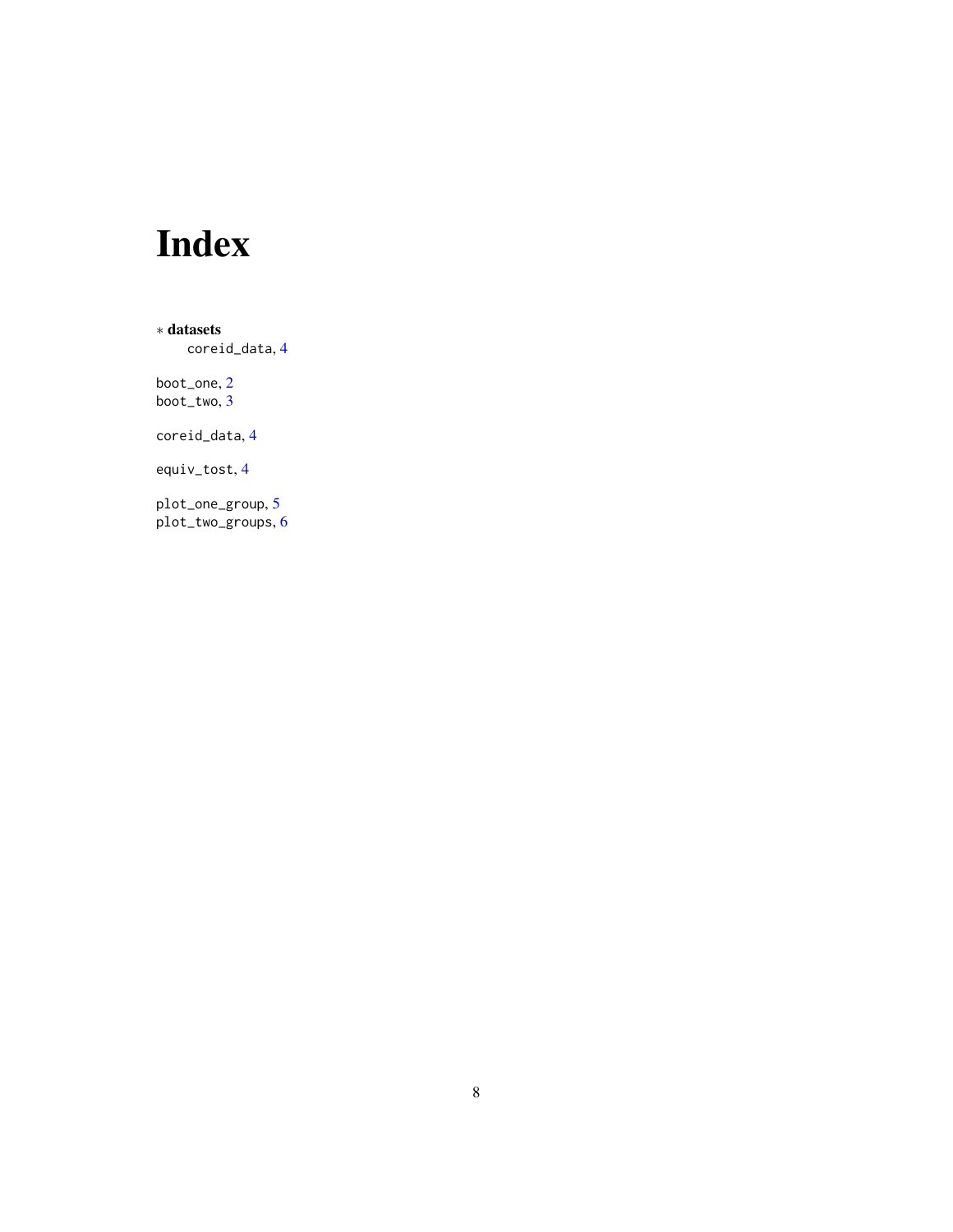# Index

∗ **datasets**
    coreid_data, 4

boot_one, 2
boot_two, 3

coreid_data, 4

equiv_tost, 4

plot_one_group, 5
plot_two_groups, 6